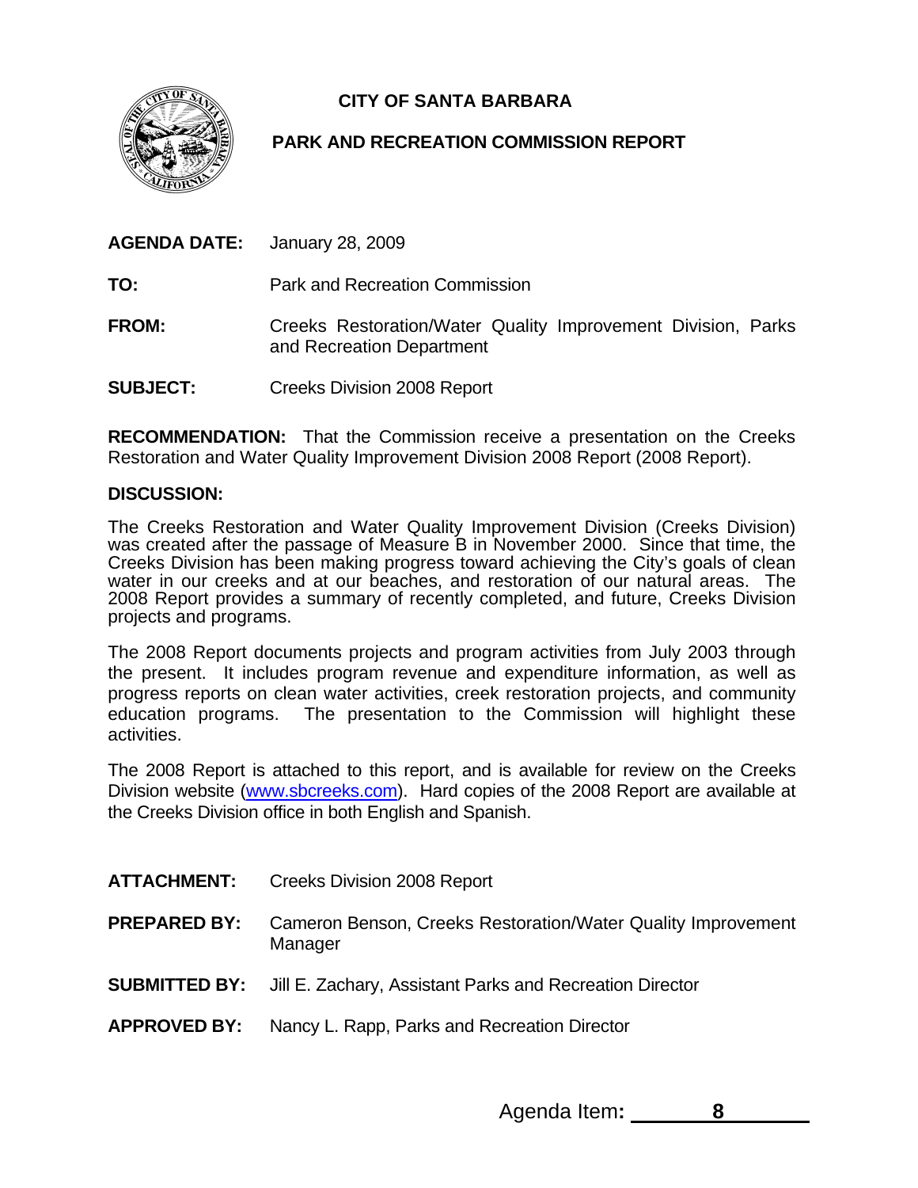# CITY OF SANTA BARBARA

## PARK AND RECREATION COMMISSION REPORT

**AGENDA DATE:** January 28, 2009

**TO:** Park and Recreation Commission

**FROM:** Creeks Restoration/Water Quality Improvement Division, Parks and Recreation Department

**SUBJECT:** Creeks Division 2008 Report

**RECOMMENDATION:** That the Commission receive a presentation on the Creeks Restoration and Water Quality Improvement Division 2008 Report (2008 Report).

**DISCUSSION:**

The Creeks Restoration and Water Quality Improvement Division (Creeks Division) was created after the passage of Measure B in November 2000. Since that time, the Creeks Division has been making progress toward achieving the City's goals of clean water in our creeks and at our beaches, and restoration of our natural areas. The 2008 Report provides a summary of recently completed, and future, Creeks Division projects and programs.

The 2008 Report documents projects and program activities from July 2003 through the present. It includes program revenue and expenditure information, as well as progress reports on clean water activities, creek restoration projects, and community education programs. The presentation to the Commission will highlight these activities.

The 2008 Report is attached to this report, and is available for review on the Creeks Division website (www.sbcreeks.com). Hard copies of the 2008 Report are available at the Creeks Division office in both English and Spanish.

**ATTACHMENT:** Creeks Division 2008 Report

**PREPARED BY:** Cameron Benson, Creeks Restoration/Water Quality Improvement Manager

**SUBMITTED BY:** Jill E. Zachary, Assistant Parks and Recreation Director

**APPROVED BY:** Nancy L. Rapp, Parks and Recreation Director

Agenda Item: 8